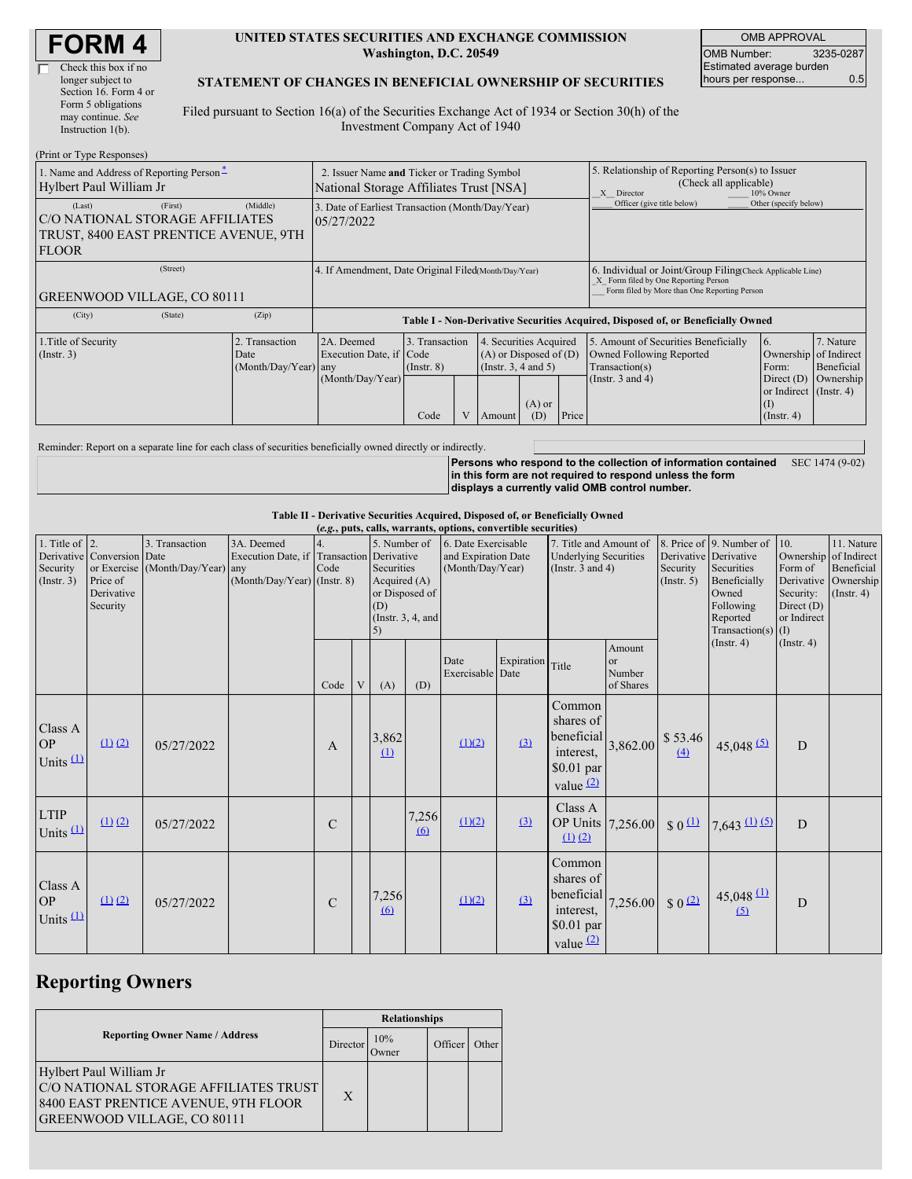# FORM 4

☐ Check this box if no longer subject to Section 16. Form 4 or Form 5 obligations may continue. *See* Instruction 1(b).

**UNITED STATES SECURITIES AND EXCHANGE COMMISSION**
**Washington, D.C. 20549**

**STATEMENT OF CHANGES IN BENEFICIAL OWNERSHIP OF SECURITIES**

Filed pursuant to Section 16(a) of the Securities Exchange Act of 1934 or Section 30(h) of the Investment Company Act of 1940

| OMB APPROVAL | |
|---|---|
| OMB Number: | 3235-0287 |
| Estimated average burden hours per response... | 0.5 |

(Print or Type Responses)

| | | |
|---|---|---|
| 1. Name and Address of Reporting Person * <br> Hylbert Paul William Jr | 2. Issuer Name **and** Ticker or Trading Symbol <br> National Storage Affiliates Trust [NSA] | 5. Relationship of Reporting Person(s) to Issuer (Check all applicable) <br> _X_ Director ___ 10% Owner <br> ___ Officer (give title below) ___ Other (specify below) |
| (Last) (First) (Middle) <br> C/O NATIONAL STORAGE AFFILIATES TRUST, 8400 EAST PRENTICE AVENUE, 9TH FLOOR | 3. Date of Earliest Transaction (Month/Day/Year) <br> 05/27/2022 | |
| (Street) <br> GREENWOOD VILLAGE, CO 80111 <br> (City) (State) (Zip) | 4. If Amendment, Date Original Filed (Month/Day/Year) | 6. Individual or Joint/Group Filing (Check Applicable Line) <br> _X_ Form filed by One Reporting Person <br> ___ Form filed by More than One Reporting Person |

**Table I - Non-Derivative Securities Acquired, Disposed of, or Beneficially Owned**

| 1.Title of Security (Instr. 3) | 2. Transaction Date (Month/Day/Year) | 2A. Deemed Execution Date, if any (Month/Day/Year) | 3. Transaction Code (Instr. 8) | | 4. Securities Acquired (A) or Disposed of (D) (Instr. 3, 4 and 5) | | | 5. Amount of Securities Beneficially Owned Following Reported Transaction(s) (Instr. 3 and 4) | 6. Ownership Form: Direct (D) or Indirect (I) (Instr. 4) | 7. Nature of Indirect Beneficial Ownership (Instr. 4) |
|---|---|---|---|---|---|---|---|---|---|---|
| | | | Code | V | Amount | (A) or (D) | Price | | | |

Reminder: Report on a separate line for each class of securities beneficially owned directly or indirectly.

**Persons who respond to the collection of information contained in this form are not required to respond unless the form displays a currently valid OMB control number.** SEC 1474 (9-02)

**Table II - Derivative Securities Acquired, Disposed of, or Beneficially Owned**
**(*e.g.*, puts, calls, warrants, options, convertible securities)**

| 1. Title of Derivative Security (Instr. 3) | 2. Conversion or Exercise Price of Derivative Security | 3. Transaction Date (Month/Day/Year) | 3A. Deemed Execution Date, if any (Month/Day/Year) | 4. Transaction Code (Instr. 8) | | 5. Number of Derivative Securities Acquired (A) or Disposed of (D) (Instr. 3, 4, and 5) | | 6. Date Exercisable and Expiration Date (Month/Day/Year) | | 7. Title and Amount of Underlying Securities (Instr. 3 and 4) | | 8. Price of Derivative Security (Instr. 5) | 9. Number of Derivative Securities Beneficially Owned Following Reported Transaction(s) (Instr. 4) | 10. Ownership Form of Derivative Security: Direct (D) or Indirect (I) (Instr. 4) | 11. Nature of Indirect Beneficial Ownership (Instr. 4) |
|---|---|---|---|---|---|---|---|---|---|---|---|---|---|---|---|
| | | | | Code | V | (A) | (D) | Date Exercisable | Expiration Date | Title | Amount or Number of Shares | | | | |
| Class A OP Units (1) | (1) (2) | 05/27/2022 | | A | | 3,862 (1) | | (1)(2) | (3) | Common shares of beneficial interest, $0.01 par value (2) | 3,862.00 | $ 53.46 (4) | 45,048 (5) | D | |
| LTIP Units (1) | (1) (2) | 05/27/2022 | | C | | | 7,256 (6) | (1)(2) | (3) | Class A OP Units (1) (2) | 7,256.00 | $ 0 (1) | 7,643 (1) (5) | D | |
| Class A OP Units (1) | (1) (2) | 05/27/2022 | | C | | 7,256 (6) | | (1)(2) | (3) | Common shares of beneficial interest, $0.01 par value (2) | 7,256.00 | $ 0 (2) | 45,048 (1) (5) | D | |

## Reporting Owners

| Reporting Owner Name / Address | Relationships | | | |
|---|---|---|---|---|
| | Director | 10% Owner | Officer | Other |
| Hylbert Paul William Jr <br> C/O NATIONAL STORAGE AFFILIATES TRUST <br> 8400 EAST PRENTICE AVENUE, 9TH FLOOR <br> GREENWOOD VILLAGE, CO 80111 | X | | | |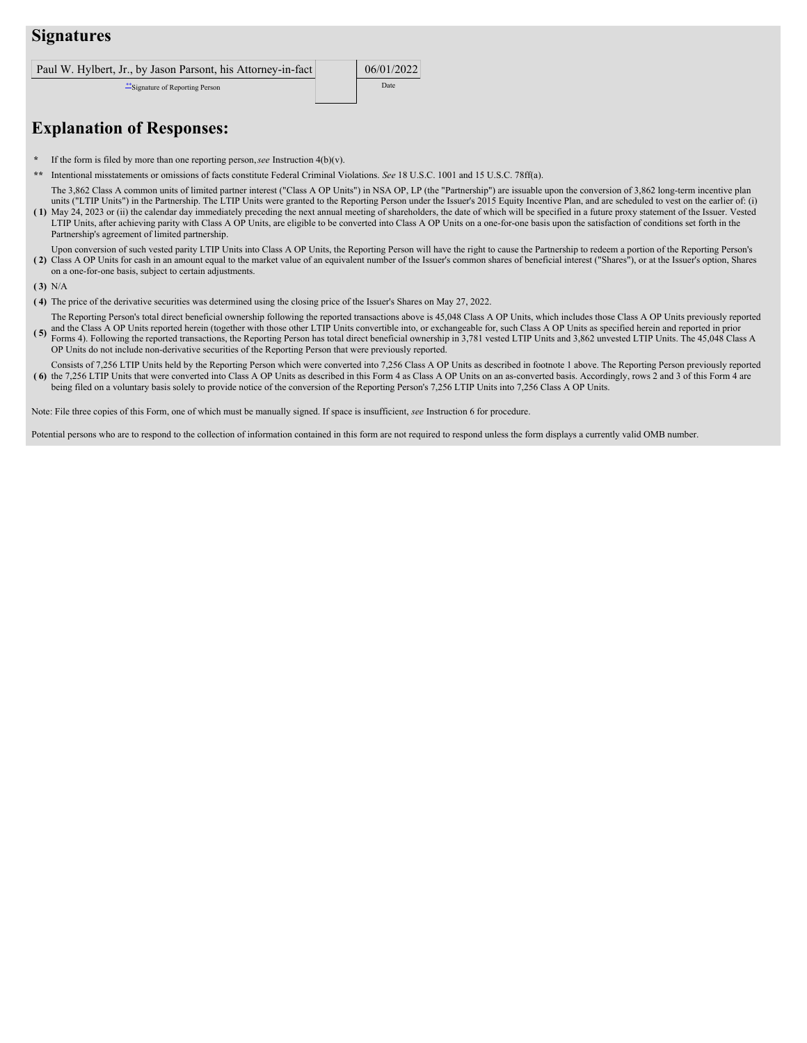## Signatures

| | | |
|---|---|---|
| Paul W. Hylbert, Jr., by Jason Parsont, his Attorney-in-fact | | 06/01/2022 |
| **Signature of Reporting Person | | Date |

## Explanation of Responses:

\* If the form is filed by more than one reporting person, *see* Instruction 4(b)(v).

\*\* Intentional misstatements or omissions of facts constitute Federal Criminal Violations. *See* 18 U.S.C. 1001 and 15 U.S.C. 78ff(a).

**( 1)** The 3,862 Class A common units of limited partner interest ("Class A OP Units") in NSA OP, LP (the "Partnership") are issuable upon the conversion of 3,862 long-term incentive plan units ("LTIP Units") in the Partnership. The LTIP Units were granted to the Reporting Person under the Issuer's 2015 Equity Incentive Plan, and are scheduled to vest on the earlier of: (i) May 24, 2023 or (ii) the calendar day immediately preceding the next annual meeting of shareholders, the date of which will be specified in a future proxy statement of the Issuer. Vested LTIP Units, after achieving parity with Class A OP Units, are eligible to be converted into Class A OP Units on a one-for-one basis upon the satisfaction of conditions set forth in the Partnership's agreement of limited partnership.

**( 2)** Upon conversion of such vested parity LTIP Units into Class A OP Units, the Reporting Person will have the right to cause the Partnership to redeem a portion of the Reporting Person's Class A OP Units for cash in an amount equal to the market value of an equivalent number of the Issuer's common shares of beneficial interest ("Shares"), or at the Issuer's option, Shares on a one-for-one basis, subject to certain adjustments.

**( 3)** N/A

**( 4)** The price of the derivative securities was determined using the closing price of the Issuer's Shares on May 27, 2022.

**( 5)** The Reporting Person's total direct beneficial ownership following the reported transactions above is 45,048 Class A OP Units, which includes those Class A OP Units previously reported and the Class A OP Units reported herein (together with those other LTIP Units convertible into, or exchangeable for, such Class A OP Units as specified herein and reported in prior Forms 4). Following the reported transactions, the Reporting Person has total direct beneficial ownership in 3,781 vested LTIP Units and 3,862 unvested LTIP Units. The 45,048 Class A OP Units do not include non-derivative securities of the Reporting Person that were previously reported.

**( 6)** Consists of 7,256 LTIP Units held by the Reporting Person which were converted into 7,256 Class A OP Units as described in footnote 1 above. The Reporting Person previously reported the 7,256 LTIP Units that were converted into Class A OP Units as described in this Form 4 as Class A OP Units on an as-converted basis. Accordingly, rows 2 and 3 of this Form 4 are being filed on a voluntary basis solely to provide notice of the conversion of the Reporting Person's 7,256 LTIP Units into 7,256 Class A OP Units.

Note: File three copies of this Form, one of which must be manually signed. If space is insufficient, *see* Instruction 6 for procedure.

Potential persons who are to respond to the collection of information contained in this form are not required to respond unless the form displays a currently valid OMB number.